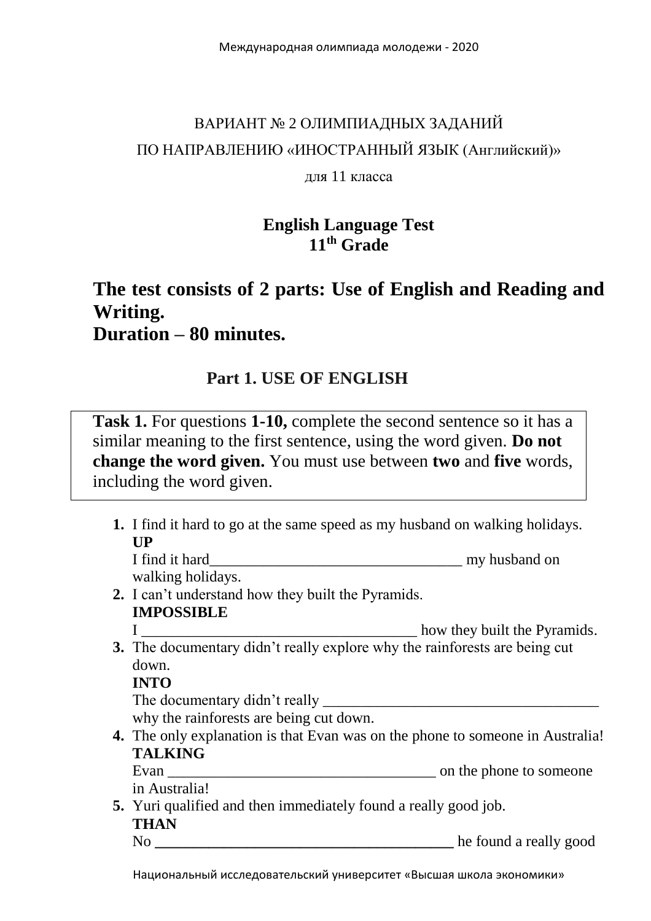ВАРИАНТ № 2 ОЛИМПИАДНЫХ ЗАДАНИЙ

ПО НАПРАВЛЕНИЮ «ИНОСТРАННЫЙ ЯЗЫК (Английский)»

для 11 класса

**English Language Test**
**11th Grade**

# The test consists of 2 parts: Use of English and Reading and Writing.
# Duration – 80 minutes.

## Part 1. USE OF ENGLISH

**Task 1.** For questions **1-10,** complete the second sentence so it has a similar meaning to the first sentence, using the word given. **Do not change the word given.** You must use between **two** and **five** words, including the word given.

1. I find it hard to go at the same speed as my husband on walking holidays.
   **UP**
   I find it hard__________________________________ my husband on walking holidays.
2. I can't understand how they built the Pyramids.
   **IMPOSSIBLE**
   I ____________________________________ how they built the Pyramids.
3. The documentary didn't really explore why the rainforests are being cut down.
   **INTO**
   The documentary didn't really ____________________________________ why the rainforests are being cut down.
4. The only explanation is that Evan was on the phone to someone in Australia!
   **TALKING**
   Evan ___________________________________ on the phone to someone in Australia!
5. Yuri qualified and then immediately found a really good job.
   **THAN**
   No ________________________________________ he found a really good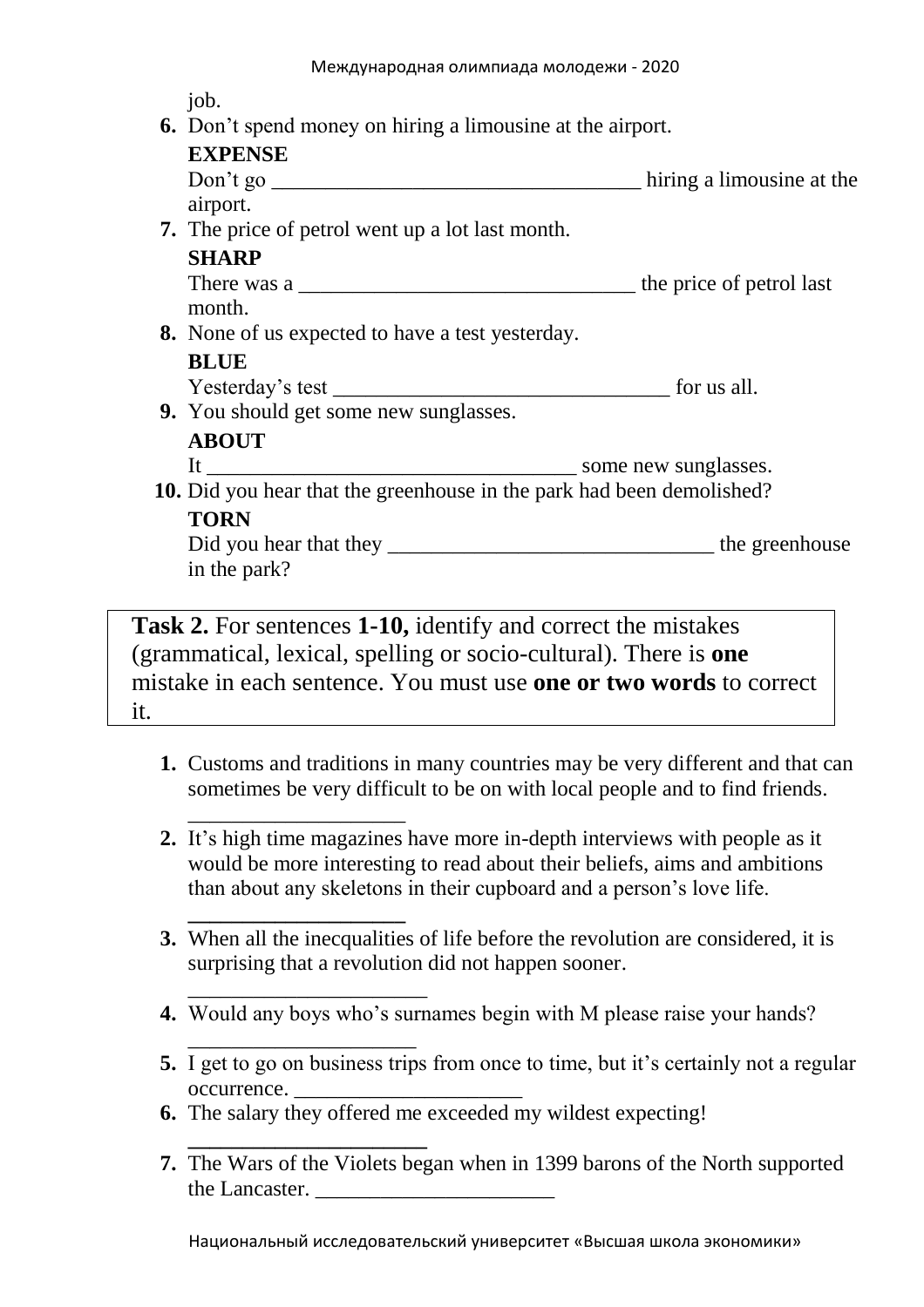job.

6. Don't spend money on hiring a limousine at the airport.
   **EXPENSE**
   Don't go __________________________________ hiring a limousine at the airport.
7. The price of petrol went up a lot last month.
   **SHARP**
   There was a _______________________________ the price of petrol last month.
8. None of us expected to have a test yesterday.
   **BLUE**
   Yesterday's test _______________________________ for us all.
9. You should get some new sunglasses.
   **ABOUT**
   It __________________________________ some new sunglasses.
10. Did you hear that the greenhouse in the park had been demolished?
    **TORN**
    Did you hear that they ______________________________ the greenhouse in the park?

**Task 2.** For sentences **1-10,** identify and correct the mistakes (grammatical, lexical, spelling or socio-cultural). There is **one** mistake in each sentence. You must use **one or two words** to correct it.

1. Customs and traditions in many countries may be very different and that can sometimes be very difficult to be on with local people and to find friends. ____________________
2. It's high time magazines have more in-depth interviews with people as it would be more interesting to read about their beliefs, aims and ambitions than about any skeletons in their cupboard and a person's love life. ____________________
3. When all the inecqualities of life before the revolution are considered, it is surprising that a revolution did not happen sooner. ______________________
4. Would any boys who's surnames begin with M please raise your hands? _____________________
5. I get to go on business trips from once to time, but it's certainly not a regular occurrence. _____________________
6. The salary they offered me exceeded my wildest expecting! ______________________
7. The Wars of the Violets began when in 1399 barons of the North supported the Lancaster. ______________________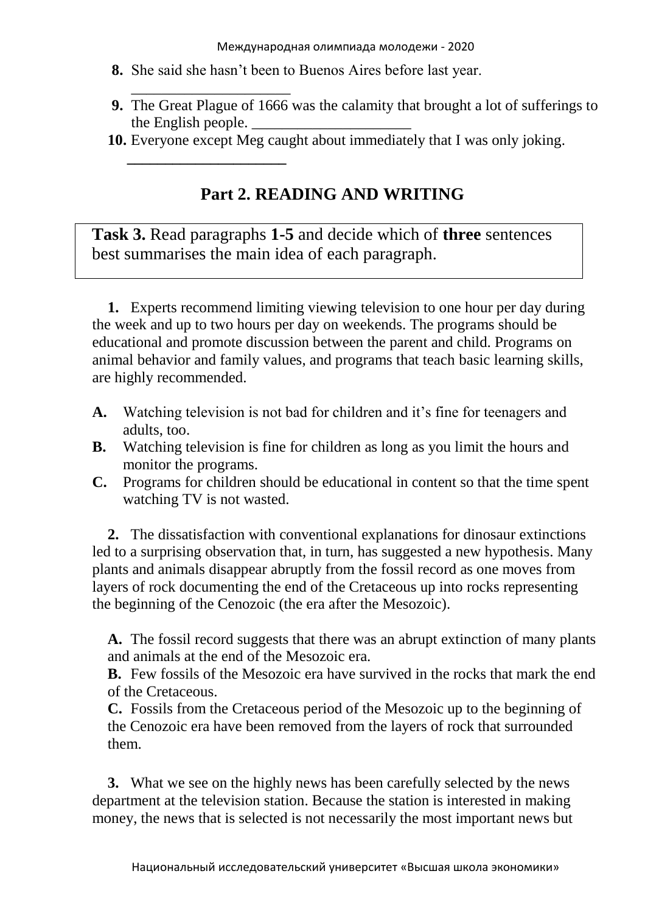8. She said she hasn't been to Buenos Aires before last year. ____________________
9. The Great Plague of 1666 was the calamity that brought a lot of sufferings to the English people. ____________________
10. Everyone except Meg caught about immediately that I was only joking. ____________________

## Part 2. READING AND WRITING

**Task 3.** Read paragraphs **1-5** and decide which of **three** sentences best summarises the main idea of each paragraph.

**1.** Experts recommend limiting viewing television to one hour per day during the week and up to two hours per day on weekends. The programs should be educational and promote discussion between the parent and child. Programs on animal behavior and family values, and programs that teach basic learning skills, are highly recommended.

**A.** Watching television is not bad for children and it's fine for teenagers and adults, too.
**B.** Watching television is fine for children as long as you limit the hours and monitor the programs.
**C.** Programs for children should be educational in content so that the time spent watching TV is not wasted.

**2.** The dissatisfaction with conventional explanations for dinosaur extinctions led to a surprising observation that, in turn, has suggested a new hypothesis. Many plants and animals disappear abruptly from the fossil record as one moves from layers of rock documenting the end of the Cretaceous up into rocks representing the beginning of the Cenozoic (the era after the Mesozoic).

**A.** The fossil record suggests that there was an abrupt extinction of many plants and animals at the end of the Mesozoic era.
**B.** Few fossils of the Mesozoic era have survived in the rocks that mark the end of the Cretaceous.
**C.** Fossils from the Cretaceous period of the Mesozoic up to the beginning of the Cenozoic era have been removed from the layers of rock that surrounded them.

**3.** What we see on the highly news has been carefully selected by the news department at the television station. Because the station is interested in making money, the news that is selected is not necessarily the most important news but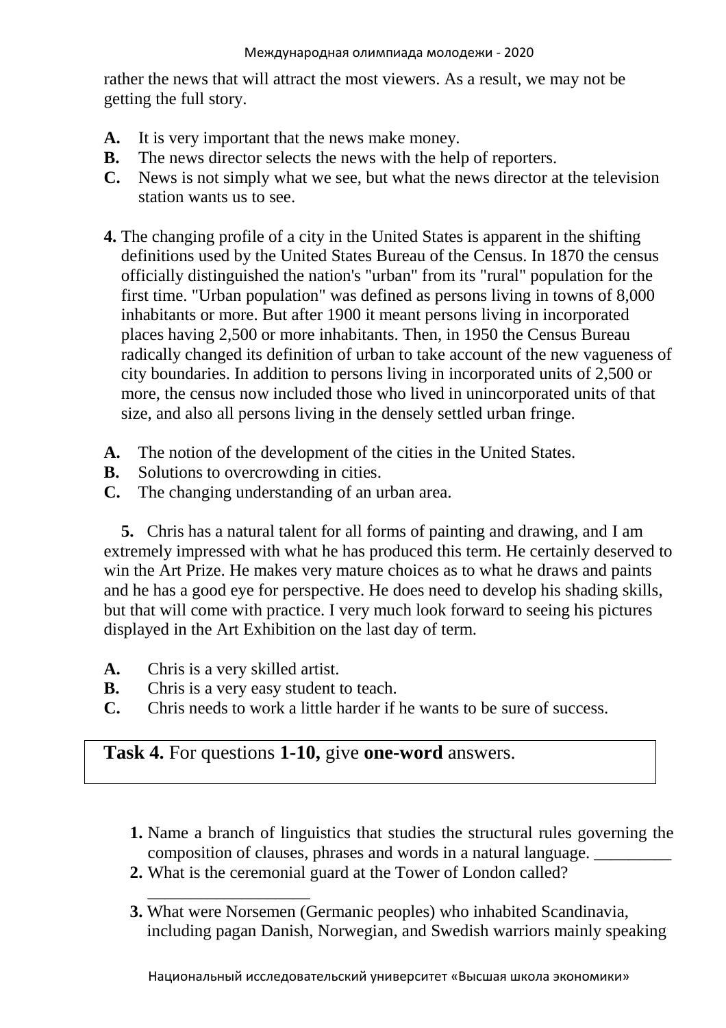rather the news that will attract the most viewers. As a result, we may not be getting the full story.

**A.** It is very important that the news make money.
**B.** The news director selects the news with the help of reporters.
**C.** News is not simply what we see, but what the news director at the television station wants us to see.

**4.** The changing profile of a city in the United States is apparent in the shifting definitions used by the United States Bureau of the Census. In 1870 the census officially distinguished the nation's "urban" from its "rural" population for the first time. "Urban population" was defined as persons living in towns of 8,000 inhabitants or more. But after 1900 it meant persons living in incorporated places having 2,500 or more inhabitants. Then, in 1950 the Census Bureau radically changed its definition of urban to take account of the new vagueness of city boundaries. In addition to persons living in incorporated units of 2,500 or more, the census now included those who lived in unincorporated units of that size, and also all persons living in the densely settled urban fringe.

**A.** The notion of the development of the cities in the United States.
**B.** Solutions to overcrowding in cities.
**C.** The changing understanding of an urban area.

**5.** Chris has a natural talent for all forms of painting and drawing, and I am extremely impressed with what he has produced this term. He certainly deserved to win the Art Prize. He makes very mature choices as to what he draws and paints and he has a good eye for perspective. He does need to develop his shading skills, but that will come with practice. I very much look forward to seeing his pictures displayed in the Art Exhibition on the last day of term.

**A.** Chris is a very skilled artist.
**B.** Chris is a very easy student to teach.
**C.** Chris needs to work a little harder if he wants to be sure of success.

**Task 4.** For questions **1-10,** give **one-word** answers.

1. Name a branch of linguistics that studies the structural rules governing the composition of clauses, phrases and words in a natural language. _________
2. What is the ceremonial guard at the Tower of London called? ___________________
3. What were Norsemen (Germanic peoples) who inhabited Scandinavia, including pagan Danish, Norwegian, and Swedish warriors mainly speaking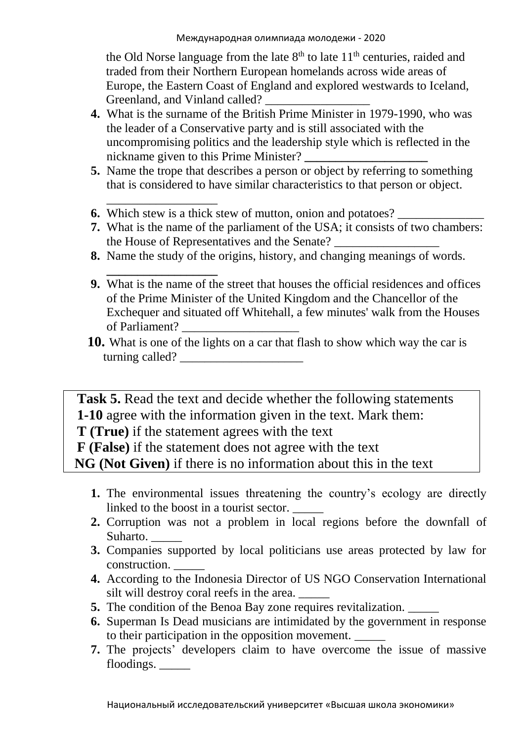the Old Norse language from the late 8th to late 11th centuries, raided and traded from their Northern European homelands across wide areas of Europe, the Eastern Coast of England and explored westwards to Iceland, Greenland, and Vinland called? _________________

4. What is the surname of the British Prime Minister in 1979-1990, who was the leader of a Conservative party and is still associated with the uncompromising politics and the leadership style which is reflected in the nickname given to this Prime Minister? ____________________
5. Name the trope that describes a person or object by referring to something that is considered to have similar characteristics to that person or object. __________________
6. Which stew is a thick stew of mutton, onion and potatoes? ______________
7. What is the name of the parliament of the USA; it consists of two chambers: the House of Representatives and the Senate? _________________
8. Name the study of the origins, history, and changing meanings of words. _________________
9. What is the name of the street that houses the official residences and offices of the Prime Minister of the United Kingdom and the Chancellor of the Exchequer and situated off Whitehall, a few minutes' walk from the Houses of Parliament? ___________________
10. What is one of the lights on a car that flash to show which way the car is turning called? ____________________

**Task 5.** Read the text and decide whether the following statements **1-10** agree with the information given in the text. Mark them:
**T (True)** if the statement agrees with the text
**F (False)** if the statement does not agree with the text
**NG (Not Given)** if there is no information about this in the text

1. The environmental issues threatening the country's ecology are directly linked to the boost in a tourist sector. _____
2. Corruption was not a problem in local regions before the downfall of Suharto. _____
3. Companies supported by local politicians use areas protected by law for construction. _____
4. According to the Indonesia Director of US NGO Conservation International silt will destroy coral reefs in the area. _____
5. The condition of the Benoa Bay zone requires revitalization. _____
6. Superman Is Dead musicians are intimidated by the government in response to their participation in the opposition movement. _____
7. The projects' developers claim to have overcome the issue of massive floodings. _____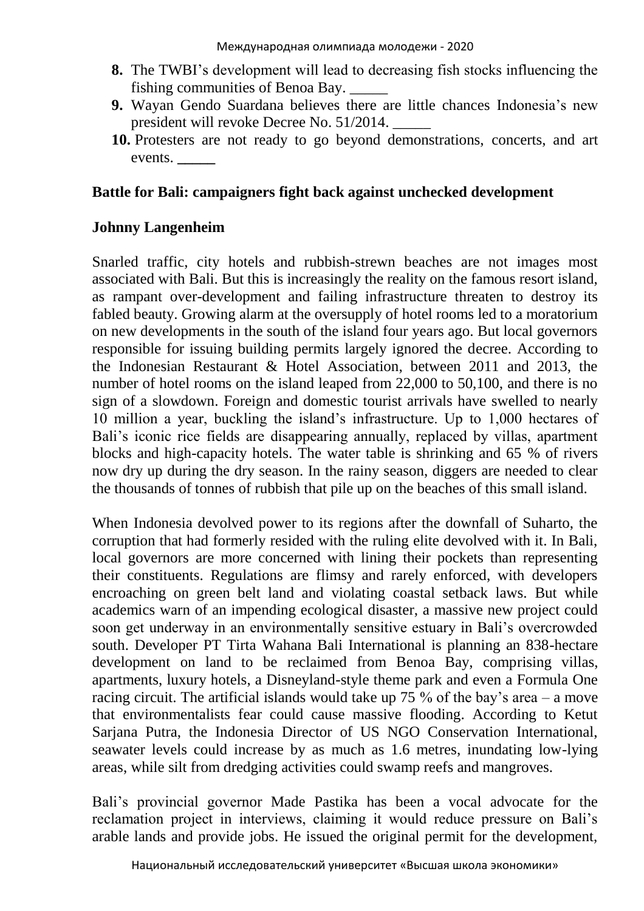8. The TWBI's development will lead to decreasing fish stocks influencing the fishing communities of Benoa Bay. _____
9. Wayan Gendo Suardana believes there are little chances Indonesia's new president will revoke Decree No. 51/2014. _____
10. Protesters are not ready to go beyond demonstrations, concerts, and art events. _____

**Battle for Bali: campaigners fight back against unchecked development**

**Johnny Langenheim**

Snarled traffic, city hotels and rubbish-strewn beaches are not images most associated with Bali. But this is increasingly the reality on the famous resort island, as rampant over-development and failing infrastructure threaten to destroy its fabled beauty. Growing alarm at the oversupply of hotel rooms led to a moratorium on new developments in the south of the island four years ago. But local governors responsible for issuing building permits largely ignored the decree. According to the Indonesian Restaurant & Hotel Association, between 2011 and 2013, the number of hotel rooms on the island leaped from 22,000 to 50,100, and there is no sign of a slowdown. Foreign and domestic tourist arrivals have swelled to nearly 10 million a year, buckling the island's infrastructure. Up to 1,000 hectares of Bali's iconic rice fields are disappearing annually, replaced by villas, apartment blocks and high-capacity hotels. The water table is shrinking and 65 % of rivers now dry up during the dry season. In the rainy season, diggers are needed to clear the thousands of tonnes of rubbish that pile up on the beaches of this small island.

When Indonesia devolved power to its regions after the downfall of Suharto, the corruption that had formerly resided with the ruling elite devolved with it. In Bali, local governors are more concerned with lining their pockets than representing their constituents. Regulations are flimsy and rarely enforced, with developers encroaching on green belt land and violating coastal setback laws. But while academics warn of an impending ecological disaster, a massive new project could soon get underway in an environmentally sensitive estuary in Bali's overcrowded south. Developer PT Tirta Wahana Bali International is planning an 838-hectare development on land to be reclaimed from Benoa Bay, comprising villas, apartments, luxury hotels, a Disneyland-style theme park and even a Formula One racing circuit. The artificial islands would take up 75 % of the bay's area – a move that environmentalists fear could cause massive flooding. According to Ketut Sarjana Putra, the Indonesia Director of US NGO Conservation International, seawater levels could increase by as much as 1.6 metres, inundating low-lying areas, while silt from dredging activities could swamp reefs and mangroves.

Bali's provincial governor Made Pastika has been a vocal advocate for the reclamation project in interviews, claiming it would reduce pressure on Bali's arable lands and provide jobs. He issued the original permit for the development,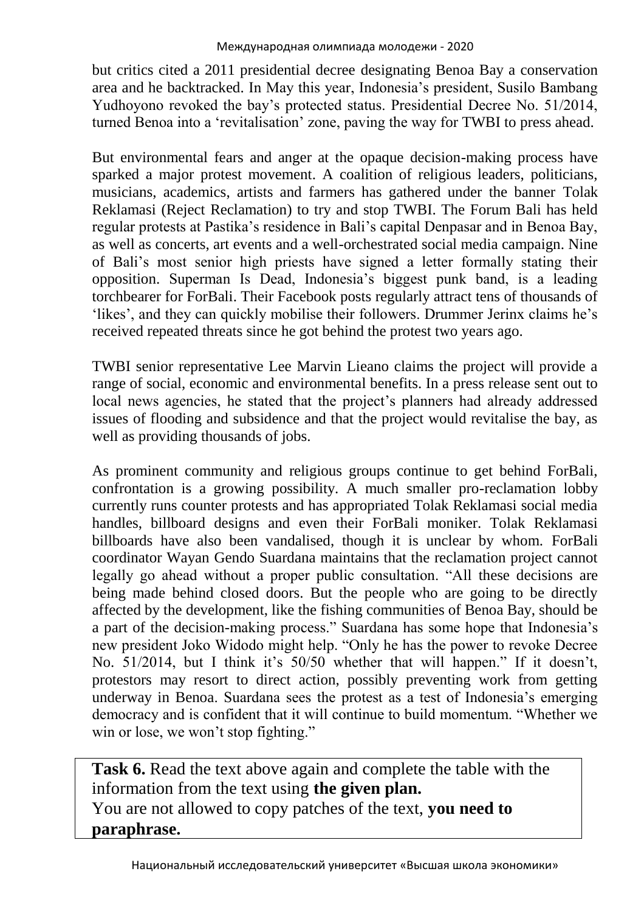but critics cited a 2011 presidential decree designating Benoa Bay a conservation area and he backtracked. In May this year, Indonesia's president, Susilo Bambang Yudhoyono revoked the bay's protected status. Presidential Decree No. 51/2014, turned Benoa into a 'revitalisation' zone, paving the way for TWBI to press ahead.

But environmental fears and anger at the opaque decision-making process have sparked a major protest movement. A coalition of religious leaders, politicians, musicians, academics, artists and farmers has gathered under the banner Tolak Reklamasi (Reject Reclamation) to try and stop TWBI. The Forum Bali has held regular protests at Pastika's residence in Bali's capital Denpasar and in Benoa Bay, as well as concerts, art events and a well-orchestrated social media campaign. Nine of Bali's most senior high priests have signed a letter formally stating their opposition. Superman Is Dead, Indonesia's biggest punk band, is a leading torchbearer for ForBali. Their Facebook posts regularly attract tens of thousands of 'likes', and they can quickly mobilise their followers. Drummer Jerinx claims he's received repeated threats since he got behind the protest two years ago.

TWBI senior representative Lee Marvin Lieano claims the project will provide a range of social, economic and environmental benefits. In a press release sent out to local news agencies, he stated that the project's planners had already addressed issues of flooding and subsidence and that the project would revitalise the bay, as well as providing thousands of jobs.

As prominent community and religious groups continue to get behind ForBali, confrontation is a growing possibility. A much smaller pro-reclamation lobby currently runs counter protests and has appropriated Tolak Reklamasi social media handles, billboard designs and even their ForBali moniker. Tolak Reklamasi billboards have also been vandalised, though it is unclear by whom. ForBali coordinator Wayan Gendo Suardana maintains that the reclamation project cannot legally go ahead without a proper public consultation. "All these decisions are being made behind closed doors. But the people who are going to be directly affected by the development, like the fishing communities of Benoa Bay, should be a part of the decision-making process." Suardana has some hope that Indonesia's new president Joko Widodo might help. "Only he has the power to revoke Decree No. 51/2014, but I think it's 50/50 whether that will happen." If it doesn't, protestors may resort to direct action, possibly preventing work from getting underway in Benoa. Suardana sees the protest as a test of Indonesia's emerging democracy and is confident that it will continue to build momentum. "Whether we win or lose, we won't stop fighting."

**Task 6.** Read the text above again and complete the table with the information from the text using **the given plan.**
You are not allowed to copy patches of the text, **you need to paraphrase.**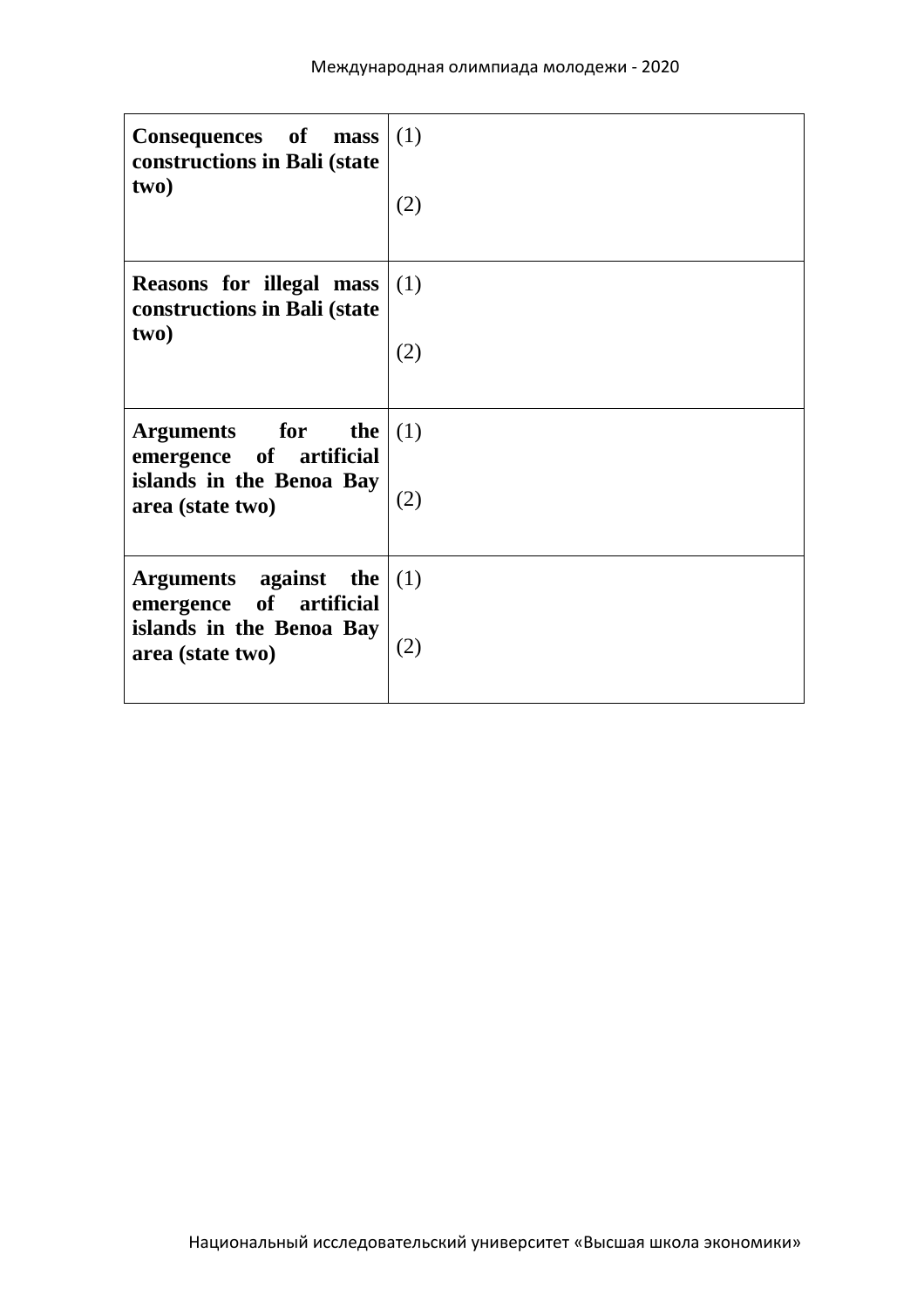| | |
|---|---|
| **Consequences of mass constructions in Bali (state two)** | (1)<br><br>(2) |
| **Reasons for illegal mass constructions in Bali (state two)** | (1)<br><br>(2) |
| **Arguments for the emergence of artificial islands in the Benoa Bay area (state two)** | (1)<br><br>(2) |
| **Arguments against the emergence of artificial islands in the Benoa Bay area (state two)** | (1)<br><br>(2) |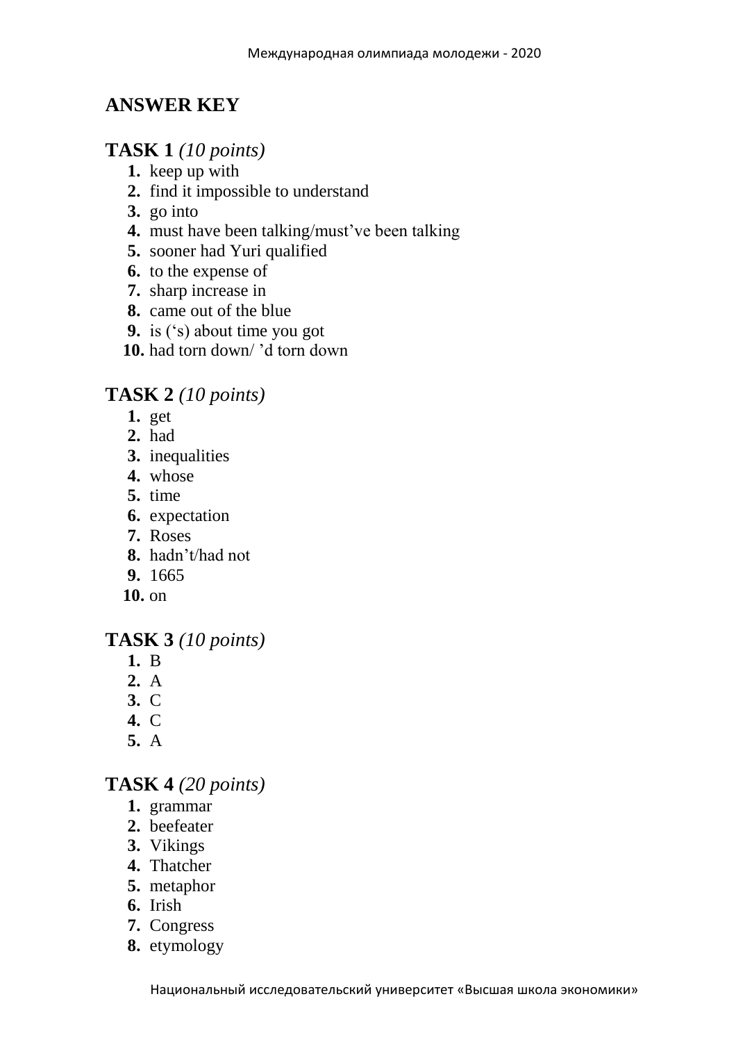# ANSWER KEY

## TASK 1 *(10 points)*

1. keep up with
2. find it impossible to understand
3. go into
4. must have been talking/must've been talking
5. sooner had Yuri qualified
6. to the expense of
7. sharp increase in
8. came out of the blue
9. is ('s) about time you got
10. had torn down/ 'd torn down

## TASK 2 *(10 points)*

1. get
2. had
3. inequalities
4. whose
5. time
6. expectation
7. Roses
8. hadn't/had not
9. 1665
10. on

## TASK 3 *(10 points)*

1. B
2. A
3. C
4. C
5. A

## TASK 4 *(20 points)*

1. grammar
2. beefeater
3. Vikings
4. Thatcher
5. metaphor
6. Irish
7. Congress
8. etymology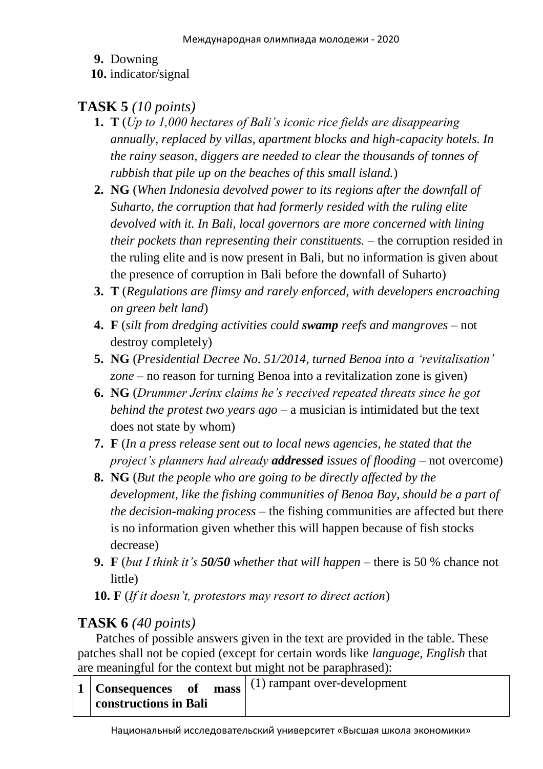9. Downing
10. indicator/signal

## TASK 5 *(10 points)*

1. **T** (*Up to 1,000 hectares of Bali's iconic rice fields are disappearing annually, replaced by villas, apartment blocks and high-capacity hotels. In the rainy season, diggers are needed to clear the thousands of tonnes of rubbish that pile up on the beaches of this small island.*)
2. **NG** (*When Indonesia devolved power to its regions after the downfall of Suharto, the corruption that had formerly resided with the ruling elite devolved with it. In Bali, local governors are more concerned with lining their pockets than representing their constituents.* – the corruption resided in the ruling elite and is now present in Bali, but no information is given about the presence of corruption in Bali before the downfall of Suharto)
3. **T** (*Regulations are flimsy and rarely enforced, with developers encroaching on green belt land*)
4. **F** (*silt from dredging activities could **swamp** reefs and mangroves* – not destroy completely)
5. **NG** (*Presidential Decree No. 51/2014, turned Benoa into a 'revitalisation' zone* – no reason for turning Benoa into a revitalization zone is given)
6. **NG** (*Drummer Jerinx claims he's received repeated threats since he got behind the protest two years ago* – a musician is intimidated but the text does not state by whom)
7. **F** (*In a press release sent out to local news agencies, he stated that the project's planners had already **addressed** issues of flooding* – not overcome)
8. **NG** (*But the people who are going to be directly affected by the development, like the fishing communities of Benoa Bay, should be a part of the decision-making process* – the fishing communities are affected but there is no information given whether this will happen because of fish stocks decrease)
9. **F** (*but I think it's **50/50** whether that will happen* – there is 50 % chance not little)
10. **F** (*If it doesn't, protestors may resort to direct action*)

## TASK 6 *(40 points)*

Patches of possible answers given in the text are provided in the table. These patches shall not be copied (except for certain words like *language, English* that are meaningful for the context but might not be paraphrased):

| | | |
|---|---|---|
| **1** | **Consequences of mass constructions in Bali** | (1) rampant over-development |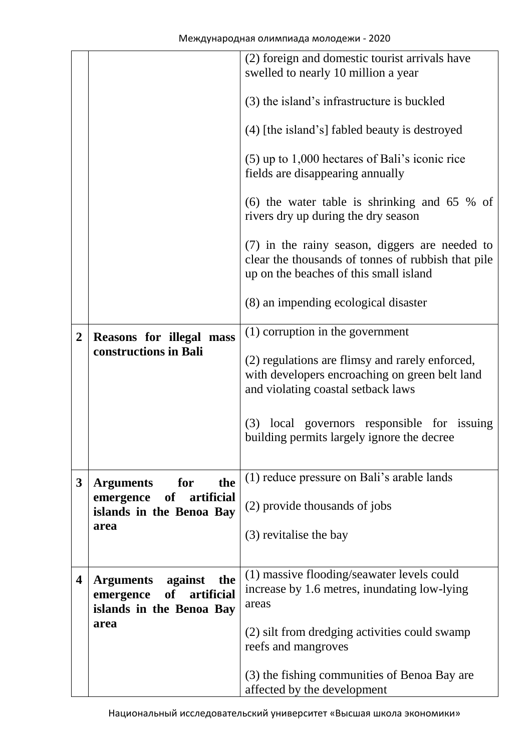| | | |
|---|---|---|
| | | (2) foreign and domestic tourist arrivals have swelled to nearly 10 million a year<br><br>(3) the island's infrastructure is buckled<br><br>(4) [the island's] fabled beauty is destroyed<br><br>(5) up to 1,000 hectares of Bali's iconic rice fields are disappearing annually<br><br>(6) the water table is shrinking and 65 % of rivers dry up during the dry season<br><br>(7) in the rainy season, diggers are needed to clear the thousands of tonnes of rubbish that pile up on the beaches of this small island<br><br>(8) an impending ecological disaster |
| **2** | **Reasons for illegal mass constructions in Bali** | (1) corruption in the government<br><br>(2) regulations are flimsy and rarely enforced, with developers encroaching on green belt land and violating coastal setback laws<br><br>(3) local governors responsible for issuing building permits largely ignore the decree |
| **3** | **Arguments for the emergence of artificial islands in the Benoa Bay area** | (1) reduce pressure on Bali's arable lands<br><br>(2) provide thousands of jobs<br><br>(3) revitalise the bay |
| **4** | **Arguments against the emergence of artificial islands in the Benoa Bay area** | (1) massive flooding/seawater levels could increase by 1.6 metres, inundating low-lying areas<br><br>(2) silt from dredging activities could swamp reefs and mangroves<br><br>(3) the fishing communities of Benoa Bay are affected by the development |